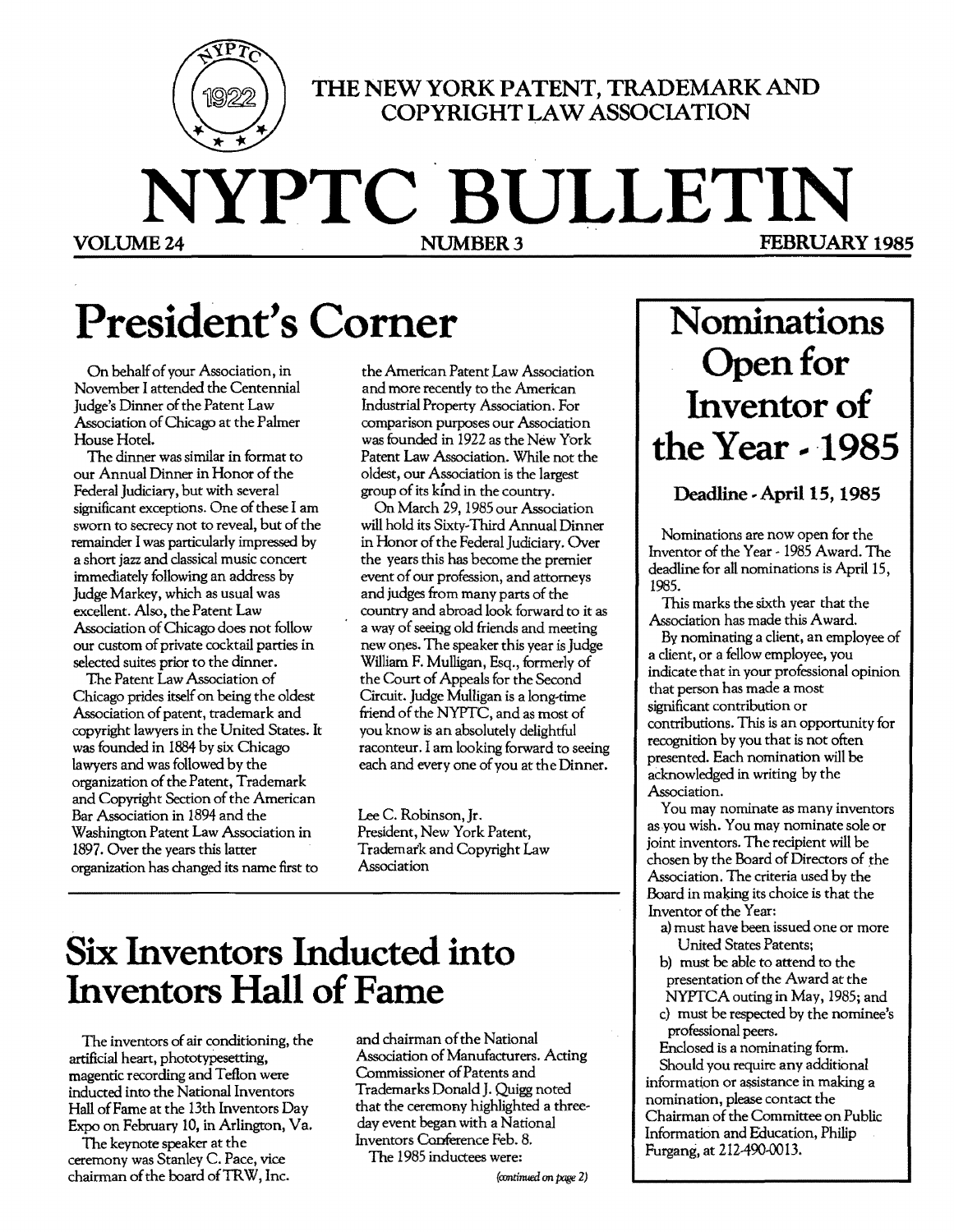THE NEW YORK PATENT, TRADEMARK AND COPYRIGHT LAW ASSOCIATION

# NYPTC BULLETIN

VOLUME 24 NUMBER 3 FEBRUARY 1985

# President's Corner

On behalf of your Association, in November I attended the Centennial Judge's Dinner of the Patent Law Association of Chicago at the Palmer House Hotel.

The dinner was similar in format to our Annual Dinner in Honor of the Federal Judiciary, but with several significant exceptions. One of these I am sworn to secrecy not to reveal, but of the remainder I was particularly impressed by a short jazz and classical music concert immediately following an address by Judge Markey, which as usual was excellent. Also, the Patent Law Association of Chicago does not follow our custom of private cocktail parties in selected suites prior to the dinner.

The Patent Law Association of Chicago prides itself on being the oldest Association of patent, trademark and copyright lawyers in the United States. It was founded in 1884 by six Chicago lawyers and was followed by the organization of the Patent, Trademark and Copyright Section of the American Bar Association in 1894 and the Washington Patent Law Association in 1897. Over the years this latter organization has changed its name first to the American Patent Law Association and more recently to the American Industrial Property Association. For comparison purposes our Association was founded in 1922 as the New York Patent Law Association. While not the oldest, our Association is the largest group of its kind in the country.

On March 29, 1985 our Association will hold its Sixty-Third Annual Dinner in Honor of the Federal Judiciary. Over the years this has become the premier event of our profession, and attorneys and judges from many parts of the country and abroad look forward to it as a way of seeing old friends and meeting new ones. The speaker this year is Judge William F. Mulligan, Esq., formerly of the Court of Appeals for the Second Circuit. Judge Mulligan is a long-time friend of the NYPTC, and as most of you know is an absolutely delightful raconteur. I am looking forward to seeing each and every one of you at the Dinner.

Lee C. Robinson, Jr.
President, New York Patent, Trademark and Copyright Law Association

# Six Inventors Inducted into Inventors Hall of Fame

The inventors of air conditioning, the artificial heart, phototypesetting, magentic recording and Teflon were inducted into the National Inventors Hall of Fame at the 13th Inventors Day Expo on February 10, in Arlington, Va.

The keynote speaker at the ceremony was Stanley C. Pace, vice chairman of the board of TRW, Inc. and chairman of the National Association of Manufacturers. Acting Commissioner of Patents and Trademarks Donald J. Quigg noted that the ceremony highlighted a three-day event began with a National Inventors Conference Feb. 8.

The 1985 inductees were:

*(continued on page 2)*

# Nominations Open for Inventor of the Year - 1985

## Deadline - April 15, 1985

Nominations are now open for the Inventor of the Year - 1985 Award. The deadline for all nominations is April 15, 1985.

This marks the sixth year that the Association has made this Award.

By nominating a client, an employee of a client, or a fellow employee, you indicate that in your professional opinion that person has made a most significant contribution or contributions. This is an opportunity for recognition by you that is not often presented. Each nomination will be acknowledged in writing by the Association.

You may nominate as many inventors as you wish. You may nominate sole or joint inventors. The recipient will be chosen by the Board of Directors of the Association. The criteria used by the Board in making its choice is that the Inventor of the Year:

a) must have been issued one or more United States Patents;
b) must be able to attend to the presentation of the Award at the NYPTCA outing in May, 1985; and
c) must be respected by the nominee's professional peers.

Enclosed is a nominating form.

Should you require any additional information or assistance in making a nomination, please contact the Chairman of the Committee on Public Information and Education, Philip Furgang, at 212-490-0013.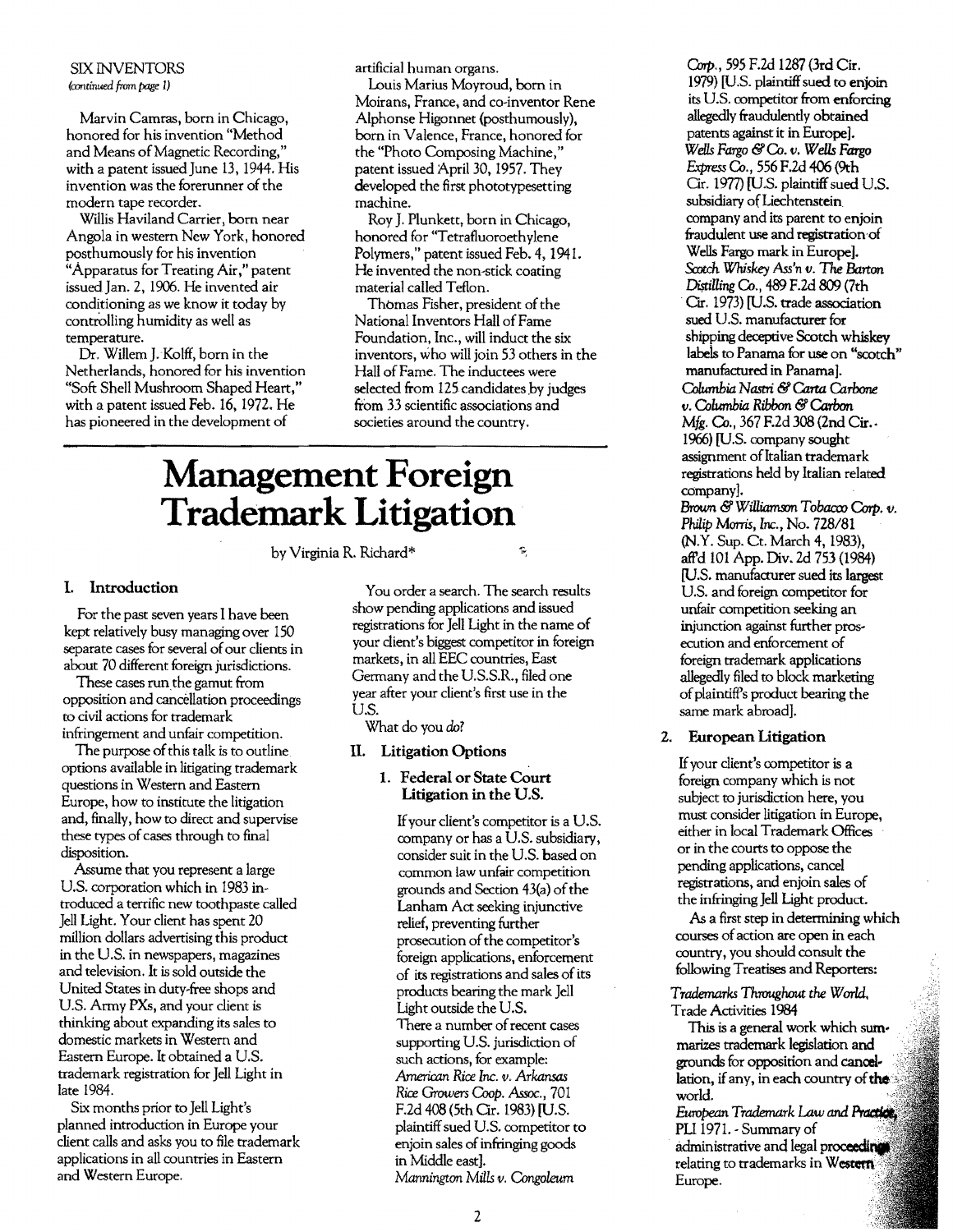SIX INVENTORS
*(continued from page 1)*

Marvin Camras, born in Chicago, honored for his invention "Method and Means of Magnetic Recording," with a patent issued June 13, 1944. His invention was the forerunner of the modern tape recorder.

Willis Haviland Carrier, born near Angola in western New York, honored posthumously for his invention "Apparatus for Treating Air," patent issued Jan. 2, 1906. He invented air conditioning as we know it today by controlling humidity as well as temperature.

Dr. Willem J. Kolff, born in the Netherlands, honored for his invention "Soft Shell Mushroom Shaped Heart," with a patent issued Feb. 16, 1972. He has pioneered in the development of artificial human organs.

Louis Marius Moyroud, born in Moirans, France, and co-inventor Rene Alphonse Higonnet (posthumously), born in Valence, France, honored for the "Photo Composing Machine," patent issued April 30, 1957. They developed the first phototypesetting machine.

Roy J. Plunkett, born in Chicago, honored for "Tetrafluoroethylene Polymers," patent issued Feb. 4, 1941. He invented the non-stick coating material called Teflon.

Thomas Fisher, president of the National Inventors Hall of Fame Foundation, Inc., will induct the six inventors, who will join 53 others in the Hall of Fame. The inductees were selected from 125 candidates by judges from 33 scientific associations and societies around the country.

# Management Foreign Trademark Litigation

by Virginia R. Richard*

## I. Introduction

For the past seven years I have been kept relatively busy managing over 150 separate cases for several of our clients in about 70 different foreign jurisdictions.

These cases run the gamut from opposition and cancellation proceedings to civil actions for trademark infringement and unfair competition.

The purpose of this talk is to outline options available in litigating trademark questions in Western and Eastern Europe, how to institute the litigation and, finally, how to direct and supervise these types of cases through to final disposition.

Assume that you represent a large U.S. corporation which in 1983 introduced a terrific new toothpaste called Jell Light. Your client has spent 20 million dollars advertising this product in the U.S. in newspapers, magazines and television. It is sold outside the United States in duty-free shops and U.S. Army PXs, and your client is thinking about expanding its sales to domestic markets in Western and Eastern Europe. It obtained a U.S. trademark registration for Jell Light in late 1984.

Six months prior to Jell Light's planned introduction in Europe your client calls and asks you to file trademark applications in all countries in Eastern and Western Europe.

You order a search. The search results show pending applications and issued registrations for Jell Light in the name of your client's biggest competitor in foreign markets, in all EEC countries, East Germany and the U.S.S.R., filed one year after your client's first use in the U.S.

What do you *do*?

## II. Litigation Options

### 1. Federal or State Court Litigation in the U.S.

If your client's competitor is a U.S. company or has a U.S. subsidiary, consider suit in the U.S. based on common law unfair competition grounds and Section 43(a) of the Lanham Act seeking injunctive relief, preventing further prosecution of the competitor's foreign applications, enforcement of its registrations and sales of its products bearing the mark Jell Light outside the U.S.

There a number of recent cases supporting U.S. jurisdiction of such actions, for example:

*American Rice Inc. v. Arkansas Rice Growers Coop. Assoc.*, 701 F.2d 408 (5th Cir. 1983) [U.S. plaintiff sued U.S. competitor to enjoin sales of infringing goods in Middle east].

*Mannington Mills v. Congoleum Corp.*, 595 F.2d 1287 (3rd Cir. 1979) [U.S. plaintiff sued to enjoin its U.S. competitor from enforcing allegedly fraudulently obtained patents against it in Europe].

*Wells Fargo & Co. v. Wells Fargo Express Co.*, 556 F.2d 406 (9th Cir. 1977) [U.S. plaintiff sued U.S. subsidiary of Liechtenstein company and its parent to enjoin fraudulent use and registration of Wells Fargo mark in Europe].

*Scotch Whiskey Ass'n v. The Barton Distilling Co.*, 489 F.2d 809 (7th Cir. 1973) [U.S. trade association sued U.S. manufacturer for shipping deceptive Scotch whiskey labels to Panama for use on "scotch" manufactured in Panama].

*Columbia Nastri & Carta Carbone v. Columbia Ribbon & Carbon Mfg. Co.*, 367 F.2d 308 (2nd Cir. 1966) [U.S. company sought assignment of Italian trademark registrations held by Italian related company].

*Brown & Williamson Tobacco Corp. v. Philip Morris, Inc.*, No. 728/81 (N.Y. Sup. Ct. March 4, 1983), aff'd 101 App. Div. 2d 753 (1984) [U.S. manufacturer sued its largest U.S. and foreign competitor for unfair competition seeking an injunction against further prosecution and enforcement of foreign trademark applications allegedly filed to block marketing of plaintiff's product bearing the same mark abroad].

### 2. European Litigation

If your client's competitor is a foreign company which is not subject to jurisdiction here, you must consider litigation in Europe, either in local Trademark Offices or in the courts to oppose the pending applications, cancel registrations, and enjoin sales of the infringing Jell Light product.

As a first step in determining which courses of action are open in each country, you should consult the following Treatises and Reporters:

*Trademarks Throughout the World*, Trade Activities 1984

This is a general work which summarizes trademark legislation and grounds for opposition and cancellation, if any, in each country of the world.

*European Trademark Law and Practice*, PLI 1971. - Summary of administrative and legal proceedings relating to trademarks in Western Europe.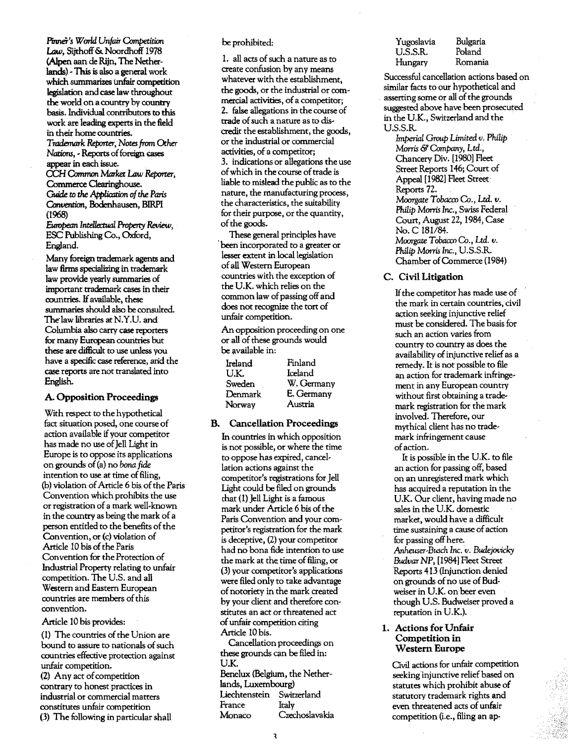*Pinner's World Unfair Competition Law*, Sijthoff & Noordhoff 1978 (Alpen aan de Rijn, The Netherlands) - This is also a general work which summarizes unfair competition legislation and case law throughout the world on a country by country basis. Individual contributors to this work are leading experts in the field in their home countries.

*Trademark Reporter, Notes from Other Nations*, - Reports of foreign cases appear in each issue.

*CCH Common Market Law Reporter*, Commerce Clearinghouse.

*Guide to the Application of the Paris Convention*, Bodenhausen, BIRPI (1968)

*European Intellectual Property Review*, ESC Publishing Co., Oxford, England.

Many foreign trademark agents and law firms specializing in trademark law provide yearly summaries of important trademark cases in their countries. If available, these summaries should also be consulted. The law libraries at N.Y.U. and Columbia also carry case reporters for many European countries but these are difficult to use unless you have a specific case reference, and the case reports are not translated into English.

## A. Opposition Proceedings

With respect to the hypothetical fact situation posed, one course of action available if your competitor has made no use of Jell Light in Europe is to oppose its applications on grounds of (a) no *bona fide* intention to use at time of filing, (b) violation of Article 6 bis of the Paris Convention which prohibits the use or registration of a mark well-known in the country as being the mark of a person entitled to the benefits of the Convention, or (c) violation of Article 10 bis of the Paris Convention for the Protection of Industrial Property relating to unfair competition. The U.S. and all Western and Eastern European countries are members of this convention.

Article 10 bis provides:

(1) The countries of the Union are bound to assure to nationals of such countries effective protection against unfair competition.

(2) Any act of competition contrary to honest practices in industrial or commercial matters constitutes unfair competition

(3) The following in particular shall be prohibited:

1. all acts of such a nature as to create confusion by any means whatever with the establishment, the goods, or the industrial or commercial activities, of a competitor;
2. false allegations in the course of trade of such a nature as to discredit the establishment, the goods, or the industrial or commercial activities, of a competitor;
3. indications or allegations the use of which in the course of trade is liable to mislead the public as to the nature, the manufacturing process, the characteristics, the suitability for their purpose, or the quantity, of the goods.

These general principles have been incorporated to a greater or lesser extent in local legislation of all Western European countries with the exception of the U.K. which relies on the common law of passing off and does not recognize the tort of unfair competition.

An opposition proceeding on one or all of these grounds would be available in:

| | |
|---|---|
| Ireland | Finland |
| U.K. | Iceland |
| Sweden | W. Germany |
| Denmark | E. Germany |
| Norway | Austria |

## B. Cancellation Proceedings

In countries in which opposition is not possible, or where the time to oppose has expired, cancellation actions against the competitor's registrations for Jell Light could be filed on grounds that (1) Jell Light is a famous mark under Article 6 bis of the Paris Convention and your competitor's registration for the mark is deceptive, (2) your competitor had no bona fide intention to use the mark at the time of filing, or (3) your competitor's applications were filed only to take advantage of notoriety in the mark created by your client and therefore constitutes an act or threatened act of unfair competition citing Article 10 bis.

Cancellation proceedings on these grounds can be filed in:

U.K.
Benelux (Belgium, the Netherlands, Luxembourg)

| | |
|---|---|
| Liechtenstein | Switzerland |
| France | Italy |
| Monaco | Czechoslavakia |
| Yugoslavia | Bulgaria |
| U.S.S.R. | Poland |
| Hungary | Romania |

Successful cancellation actions based on similar facts to our hypothetical and asserting some or all of the grounds suggested above have been prosecuted in the U.K., Switzerland and the U.S.S.R.

*Imperial Group Limited v. Philip Morris & Company, Ltd.*, Chancery Div. [1980] Fleet Street Reports 146; Court of Appeal [1982] Fleet Street Reports 72.

*Moorgate Tobacco Co., Ltd. v. Philip Morris Inc.*, Swiss Federal Court, August 22, 1984, Case No. C 181/84.

*Moorgate Tobacco Co., Ltd. v. Philip Morris Inc.*, U.S.S.R. Chamber of Commerce (1984)

## C. Civil Litigation

If the competitor has made use of the mark in certain countries, civil action seeking injunctive relief must be considered. The basis for such an action varies from country to country as does the availability of injunctive relief as a remedy. It is not possible to file an action for trademark infringement in any European country without first obtaining a trademark registration for the mark involved. Therefore, our mythical client has no trademark infringement cause of action.

It is possible in the U.K. to file an action for passing off, based on an unregistered mark which has acquired a reputation in the U.K. Our client, having made no sales in the U.K. domestic market, would have a difficult time sustaining a cause of action for passing off here.

*Anheuser-Busch Inc. v. Budejovicky Budvar NP*, [1984] Fleet Street Reports 413 (Injunction denied on grounds of no use of Budweiser in U.K. on beer even though U.S. Budweiser proved a reputation in U.K.).

### 1. Actions for Unfair Competition in Western Europe

Civil actions for unfair competition seeking injunctive relief based on statutes which prohibit abuse of statutory trademark rights and even threatened acts of unfair competition (i.e., filing an ap-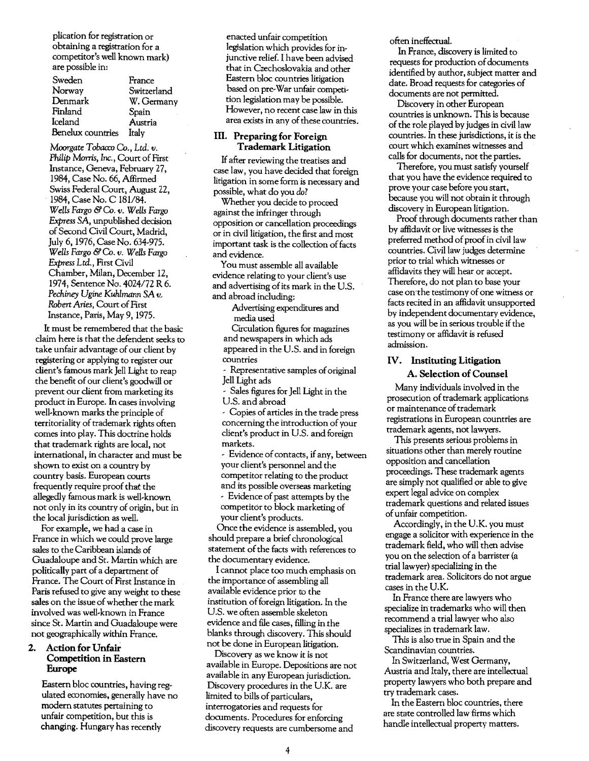plication for registration or obtaining a registration for a competitor's well known mark) are possible in:

| | |
|---|---|
| Sweden | France |
| Norway | Switzerland |
| Denmark | W. Germany |
| Finland | Spain |
| Iceland | Austria |
| Benelux countries | Italy |

*Moorgate Tobacco Co., Ltd. v. Philip Morris, Inc.*, Court of First Instance, Geneva, February 27, 1984, Case No. 66, Affirmed Swiss Federal Court, August 22, 1984, Case No. C 181/84.
*Wells Fargo & Co. v. Wells Fargo Express SA*, unpublished decision of Second Civil Court, Madrid, July 6, 1976, Case No. 634-975.
*Wells Fargo & Co. v. Wells Fargo Express Ltd.*, First Civil Chamber, Milan, December 12, 1974, Sentence No. 4024/72 R 6.
*Pechiney Ugine Kuhlmann SA v. Robert Aries*, Court of First Instance, Paris, May 9, 1975.

It must be remembered that the basic claim here is that the defendent seeks to take unfair advantage of our client by registering or applying to register our client's famous mark Jell Light to reap the benefit of our client's goodwill or prevent our client from marketing its product in Europe. In cases involving well-known marks the principle of territoriality of trademark rights often comes into play. This doctrine holds that trademark rights are local, not international, in character and must be shown to exist on a country by country basis. European courts frequently require proof that the allegedly famous mark is well-known not only in its country of origin, but in the local jurisdiction as well.

For example, we had a case in France in which we could prove large sales to the Caribbean islands of Guadaloupe and St. Martin which are politically part of a department of France. The Court of First Instance in Paris refused to give any weight to these sales on the issue of whether the mark involved was well-known in France since St. Martin and Guadaloupe were not geographically within France.

### 2. Action for Unfair Competition in Eastern Europe

Eastern bloc countries, having regulated economies, generally have no modern statutes pertaining to unfair competition, but this is changing. Hungary has recently enacted unfair competition legislation which provides for injunctive relief. I have been advised that in Czechoslovakia and other Eastern bloc countries litigation based on pre-War unfair competition legislation may be possible. However, no recent case law in this area exists in any of these countries.

## III. Preparing for Foreign Trademark Litigation

If after reviewing the treatises and case law, you have decided that foreign litigation in some form is necessary and possible, what do you *do*?

Whether you decide to proceed against the infringer through opposition or cancellation proceedings or in civil litigation, the first and most important task is the collection of facts and evidence.

You must assemble all available evidence relating to your client's use and advertising of its mark in the U.S. and abroad including:

- Advertising expenditures and media used
- Circulation figures for magazines and newspapers in which ads appeared in the U.S. and in foreign countries
- Representative samples of original Jell Light ads
- Sales figures for Jell Light in the U.S. and abroad
- Copies of articles in the trade press concerning the introduction of your client's product in U.S. and foreign markets.
- Evidence of contacts, if any, between your client's personnel and the competitor relating to the product and its possible overseas marketing
- Evidence of past attempts by the competitor to block marketing of your client's products.

Once the evidence is assembled, you should prepare a brief chronological statement of the facts with references to the documentary evidence.

I cannot place too much emphasis on the importance of assembling all available evidence prior to the institution of foreign litigation. In the U.S. we often assemble skeleton evidence and file cases, filling in the blanks through discovery. This should not be done in European litigation.

Discovery as we know it is not available in Europe. Depositions are not available in any European jurisdiction. Discovery procedures in the U.K. are limited to bills of particulars, interrogatories and requests for documents. Procedures for enforcing discovery requests are cumbersome and often ineffectual.

In France, discovery is limited to requests for production of documents identified by author, subject matter and date. Broad requests for categories of documents are not permitted.

Discovery in other European countries is unknown. This is because of the role played by judges in civil law countries. In these jurisdictions, it is the court which examines witnesses and calls for documents, not the parties.

Therefore, you must satisfy yourself that you have the evidence required to prove your case before you start, because you will not obtain it through discovery in European litigation.

Proof through documents rather than by affidavit or live witnesses is the preferred method of proof in civil law countries. Civil law judges determine prior to trial which witnesses or affidavits they will hear or accept. Therefore, do not plan to base your case on the testimony of one witness or facts recited in an affidavit unsupported by independent documentary evidence, as you will be in serious trouble if the testimony or affidavit is refused admission.

## IV. Instituting Litigation

### A. Selection of Counsel

Many individuals involved in the prosecution of trademark applications or maintenance of trademark registrations in European countries are trademark agents, not lawyers.

This presents serious problems in situations other than merely routine opposition and cancellation proceedings. These trademark agents are simply not qualified or able to give expert legal advice on complex trademark questions and related issues of unfair competition.

Accordingly, in the U.K. you must engage a solicitor with experience in the trademark field, who will then advise you on the selection of a barrister (a trial lawyer) specializing in the trademark area. Solicitors do not argue cases in the U.K.

In France there are lawyers who specialize in trademarks who will then recommend a trial lawyer who also specializes in trademark law.

This is also true in Spain and the Scandinavian countries.

In Switzerland, West Germany, Austria and Italy, there are intellectual property lawyers who both prepare and try trademark cases.

In the Eastern bloc countries, there are state controlled law firms which handle intellectual property matters.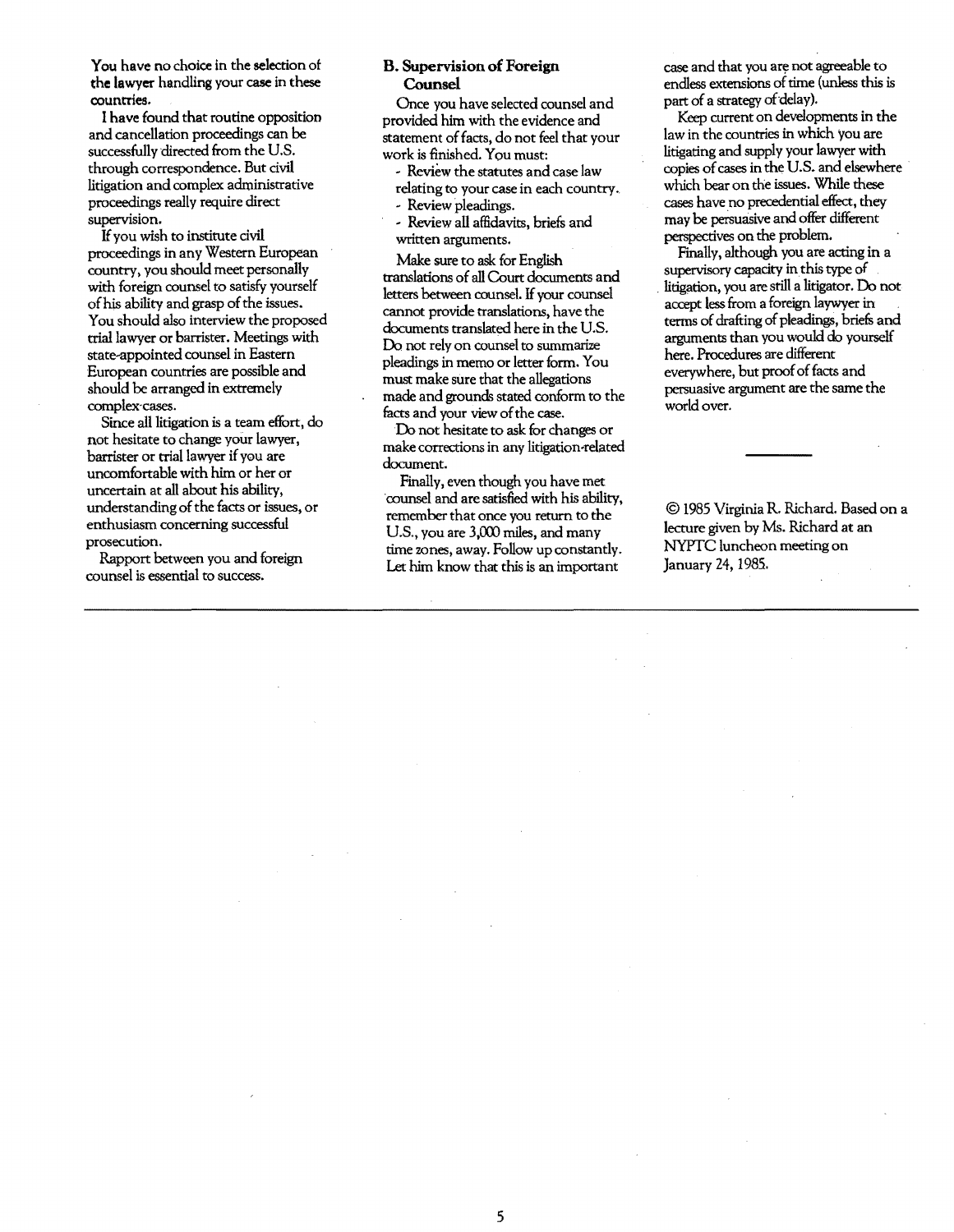You have no choice in the selection of the lawyer handling your case in these countries.

I have found that routine opposition and cancellation proceedings can be successfully directed from the U.S. through correspondence. But civil litigation and complex administrative proceedings really require direct supervision.

If you wish to institute civil proceedings in any Western European country, you should meet personally with foreign counsel to satisfy yourself of his ability and grasp of the issues. You should also interview the proposed trial lawyer or barrister. Meetings with state-appointed counsel in Eastern European countries are possible and should be arranged in extremely complex cases.

Since all litigation is a team effort, do not hesitate to change your lawyer, barrister or trial lawyer if you are uncomfortable with him or her or uncertain at all about his ability, understanding of the facts or issues, or enthusiasm concerning successful prosecution.

Rapport between you and foreign counsel is essential to success.

### B. Supervision of Foreign Counsel

Once you have selected counsel and provided him with the evidence and statement of facts, do not feel that your work is finished. You must:

- Review the statutes and case law relating to your case in each country.
- Review pleadings.
- Review all affidavits, briefs and written arguments.

Make sure to ask for English translations of all Court documents and letters between counsel. If your counsel cannot provide translations, have the documents translated here in the U.S. Do not rely on counsel to summarize pleadings in memo or letter form. You must make sure that the allegations made and grounds stated conform to the facts and your view of the case.

Do not hesitate to ask for changes or make corrections in any litigation-related document.

Finally, even though you have met counsel and are satisfied with his ability, remember that once you return to the U.S., you are 3,000 miles, and many time zones, away. Follow up constantly. Let him know that this is an important case and that you are not agreeable to endless extensions of time (unless this is part of a strategy of delay).

Keep current on developments in the law in the countries in which you are litigating and supply your lawyer with copies of cases in the U.S. and elsewhere which bear on the issues. While these cases have no precedential effect, they may be persuasive and offer different perspectives on the problem.

Finally, although you are acting in a supervisory capacity in this type of litigation, you are still a litigator. Do not accept less from a foreign laywyer in terms of drafting of pleadings, briefs and arguments than you would do yourself here. Procedures are different everywhere, but proof of facts and persuasive argument are the same the world over.

---

© 1985 Virginia R. Richard. Based on a lecture given by Ms. Richard at an NYPTC luncheon meeting on January 24, 1985.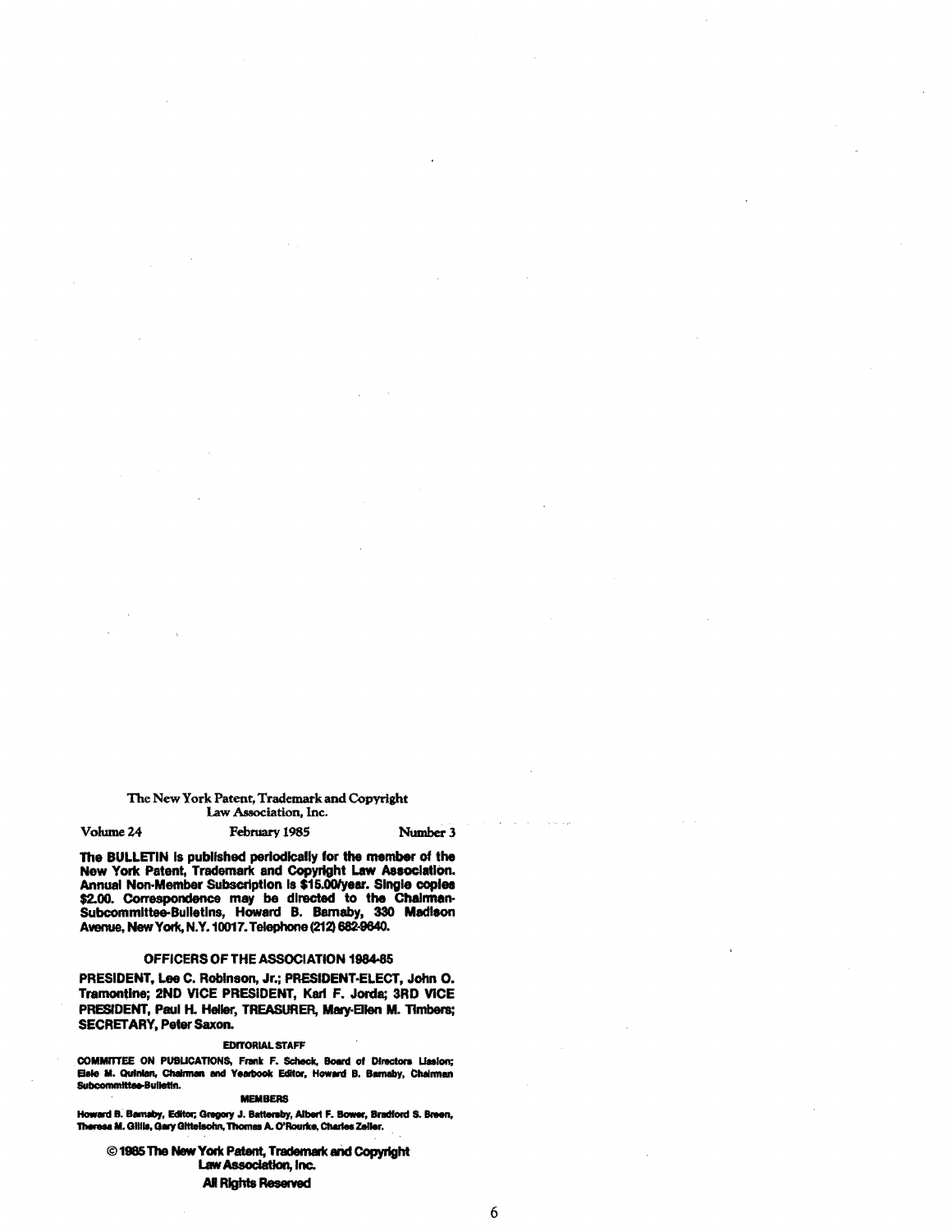The New York Patent, Trademark and Copyright Law Association, Inc.

Volume 24 February 1985 Number 3

**The BULLETIN is published periodically for the member of the New York Patent, Trademark and Copyright Law Association. Annual Non-Member Subscription is $15.00/year. Single copies $2.00. Correspondence may be directed to the Chairman-Subcommittee-Bulletins, Howard B. Barnaby, 330 Madison Avenue, New York, N.Y. 10017. Telephone (212) 682-9640.**

### OFFICERS OF THE ASSOCIATION 1984-85

**PRESIDENT, Lee C. Robinson, Jr.; PRESIDENT-ELECT, John O. Tramontine; 2ND VICE PRESIDENT, Karl F. Jorda; 3RD VICE PRESIDENT, Paul H. Heller, TREASURER, Mary-Ellen M. Timbers; SECRETARY, Peter Saxon.**

#### EDITORIAL STAFF

**COMMITTEE ON PUBLICATIONS, Frank F. Scheck, Board of Directors Liasion; Elsie M. Quinlan, Chairman and Yearbook Editor, Howard B. Barnaby, Chairman Subcommittee-Bulletin.**

#### MEMBERS

**Howard B. Barnaby, Editor; Gregory J. Battersby, Albert F. Bower, Bradford S. Breen, Theresa M. Gillis, Gary Gittelsohn, Thomas A. O'Rourke, Charles Zeller.**

**© 1985 The New York Patent, Trademark and Copyright Law Association, Inc.**
**All Rights Reserved**